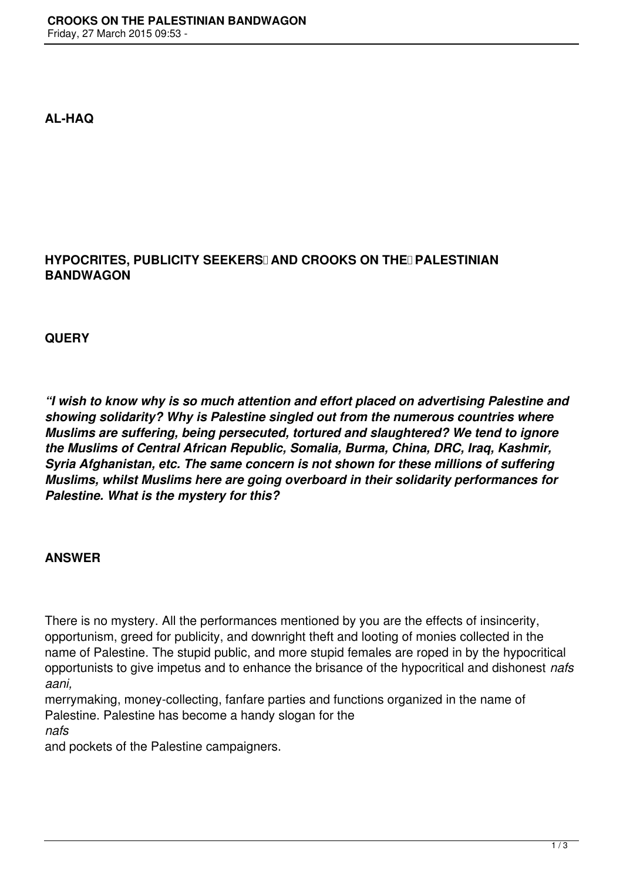**AL-HAQ**

## HYPOCRITES, PUBLICITY SEEKERS AND CROOKS ON THE PALESTINIAN BANDWAGON

**QUERY**

***"I wish to know why is so much attention and effort placed on advertising Palestine and showing solidarity? Why is Palestine singled out from the numerous countries where Muslims are suffering, being persecuted, tortured and slaughtered? We tend to ignore the Muslims of Central African Republic, Somalia, Burma, China, DRC, Iraq, Kashmir, Syria Afghanistan, etc. The same concern is not shown for these millions of suffering Muslims, whilst Muslims here are going overboard in their solidarity performances for Palestine. What is the mystery for this?***

**ANSWER**

There is no mystery. All the performances mentioned by you are the effects of insincerity, opportunism, greed for publicity, and downright theft and looting of monies collected in the name of Palestine. The stupid public, and more stupid females are roped in by the hypocritical opportunists to give impetus and to enhance the brisance of the hypocritical and dishonest *nafs aani,* merrymaking, money-collecting, fanfare parties and functions organized in the name of Palestine. Palestine has become a handy slogan for the *nafs* and pockets of the Palestine campaigners.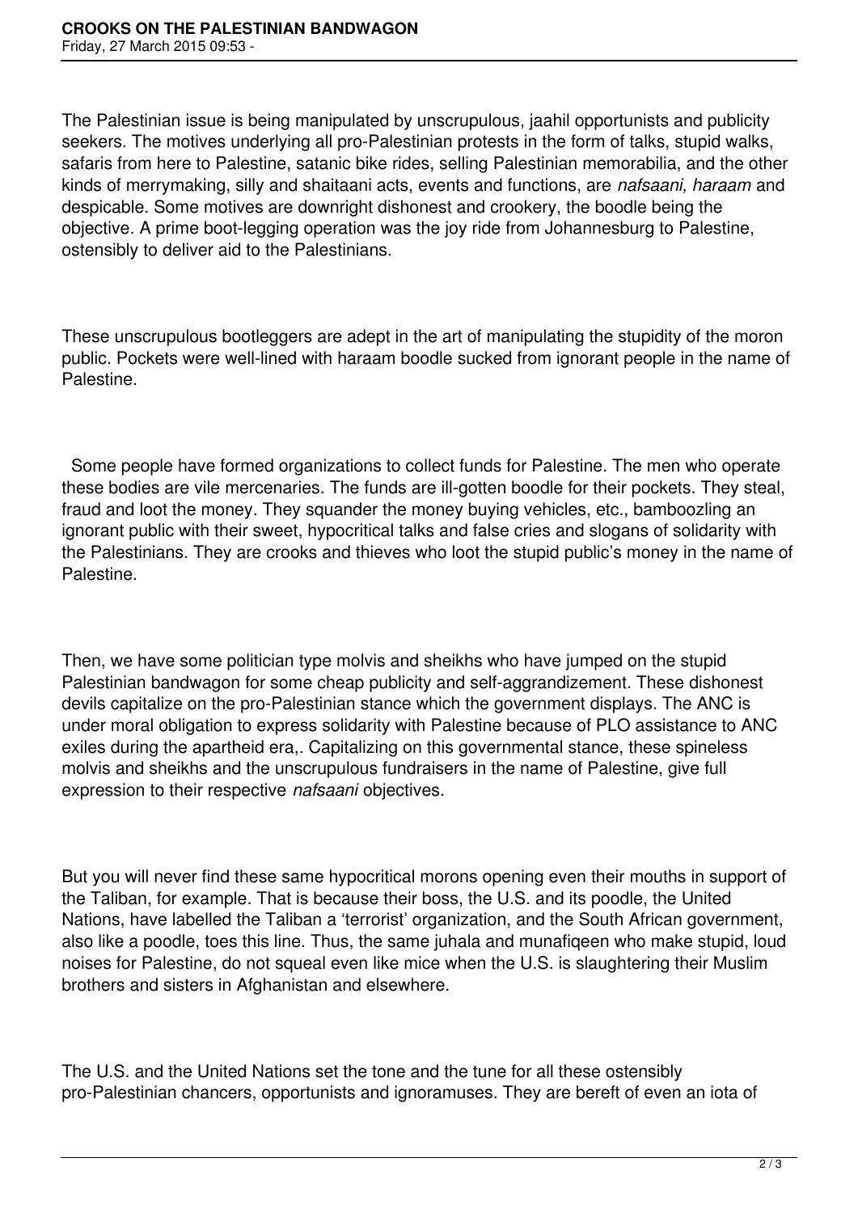The Palestinian issue is being manipulated by unscrupulous, jaahil opportunists and publicity seekers. The motives underlying all pro-Palestinian protests in the form of talks, stupid walks, safaris from here to Palestine, satanic bike rides, selling Palestinian memorabilia, and the other kinds of merrymaking, silly and shaitaani acts, events and functions, are *nafsaani, haraam* and despicable. Some motives are downright dishonest and crookery, the boodle being the objective. A prime boot-legging operation was the joy ride from Johannesburg to Palestine, ostensibly to deliver aid to the Palestinians.

These unscrupulous bootleggers are adept in the art of manipulating the stupidity of the moron public. Pockets were well-lined with haraam boodle sucked from ignorant people in the name of Palestine.

Some people have formed organizations to collect funds for Palestine. The men who operate these bodies are vile mercenaries. The funds are ill-gotten boodle for their pockets. They steal, fraud and loot the money. They squander the money buying vehicles, etc., bamboozling an ignorant public with their sweet, hypocritical talks and false cries and slogans of solidarity with the Palestinians. They are crooks and thieves who loot the stupid public's money in the name of Palestine.

Then, we have some politician type molvis and sheikhs who have jumped on the stupid Palestinian bandwagon for some cheap publicity and self-aggrandizement. These dishonest devils capitalize on the pro-Palestinian stance which the government displays. The ANC is under moral obligation to express solidarity with Palestine because of PLO assistance to ANC exiles during the apartheid era,. Capitalizing on this governmental stance, these spineless molvis and sheikhs and the unscrupulous fundraisers in the name of Palestine, give full expression to their respective *nafsaani* objectives.

But you will never find these same hypocritical morons opening even their mouths in support of the Taliban, for example. That is because their boss, the U.S. and its poodle, the United Nations, have labelled the Taliban a 'terrorist' organization, and the South African government, also like a poodle, toes this line. Thus, the same juhala and munafiqeen who make stupid, loud noises for Palestine, do not squeal even like mice when the U.S. is slaughtering their Muslim brothers and sisters in Afghanistan and elsewhere.

The U.S. and the United Nations set the tone and the tune for all these ostensibly pro-Palestinian chancers, opportunists and ignoramuses. They are bereft of even an iota of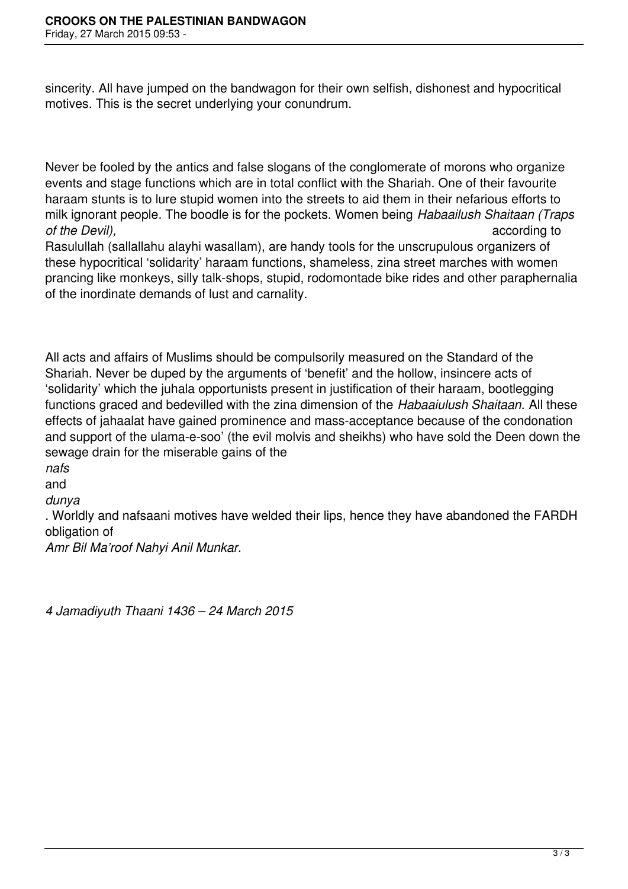sincerity. All have jumped on the bandwagon for their own selfish, dishonest and hypocritical motives. This is the secret underlying your conundrum.

Never be fooled by the antics and false slogans of the conglomerate of morons who organize events and stage functions which are in total conflict with the Shariah. One of their favourite haraam stunts is to lure stupid women into the streets to aid them in their nefarious efforts to milk ignorant people. The boodle is for the pockets. Women being *Habaailush Shaitaan (Traps of the Devil),* according to Rasulullah (sallallahu alayhi wasallam), are handy tools for the unscrupulous organizers of these hypocritical 'solidarity' haraam functions, shameless, zina street marches with women prancing like monkeys, silly talk-shops, stupid, rodomontade bike rides and other paraphernalia of the inordinate demands of lust and carnality.

All acts and affairs of Muslims should be compulsorily measured on the Standard of the Shariah. Never be duped by the arguments of 'benefit' and the hollow, insincere acts of 'solidarity' which the juhala opportunists present in justification of their haraam, bootlegging functions graced and bedevilled with the zina dimension of the *Habaaiulush Shaitaan.* All these effects of jahaalat have gained prominence and mass-acceptance because of the condonation and support of the ulama-e-soo' (the evil molvis and sheikhs) who have sold the Deen down the sewage drain for the miserable gains of the *nafs* and *dunya*. Worldly and nafsaani motives have welded their lips, hence they have abandoned the FARDH obligation of *Amr Bil Ma'roof Nahyi Anil Munkar.*

*4 Jamadiyuth Thaani 1436 – 24 March 2015*